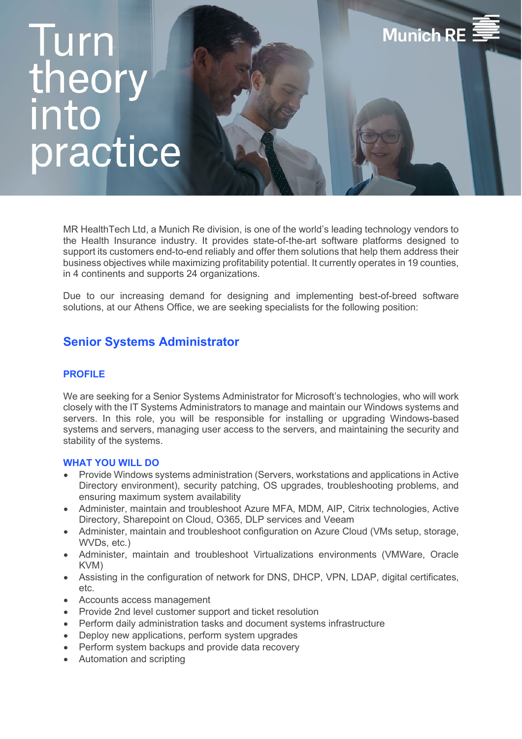# Turn theory into practice

Munich RE

MR HealthTech Ltd, a Munich Re division, is one of the world's leading technology vendors to the Health Insurance industry. It provides state-of-the-art software platforms designed to support its customers end-to-end reliably and offer them solutions that help them address their business objectives while maximizing profitability potential. It currently operates in 19 counties, in 4 continents and supports 24 organizations.

Due to our increasing demand for designing and implementing best-of-breed software solutions, at our Athens Office, we are seeking specialists for the following position:

## Senior Systems Administrator

### PROFILE

We are seeking for a Senior Systems Administrator for Microsoft's technologies, who will work closely with the IT Systems Administrators to manage and maintain our Windows systems and servers. In this role, you will be responsible for installing or upgrading Windows-based systems and servers, managing user access to the servers, and maintaining the security and stability of the systems.

### WHAT YOU WILL DO

- Provide Windows systems administration (Servers, workstations and applications in Active Directory environment), security patching, OS upgrades, troubleshooting problems, and ensuring maximum system availability
- Administer, maintain and troubleshoot Azure MFA, MDM, AIP, Citrix technologies, Active Directory, Sharepoint on Cloud, O365, DLP services and Veeam
- Administer, maintain and troubleshoot configuration on Azure Cloud (VMs setup, storage, WVDs, etc.)
- Administer, maintain and troubleshoot Virtualizations environments (VMWare, Oracle KVM)
- Assisting in the configuration of network for DNS, DHCP, VPN, LDAP, digital certificates, etc.
- Accounts access management
- Provide 2nd level customer support and ticket resolution
- Perform daily administration tasks and document systems infrastructure
- Deploy new applications, perform system upgrades
- Perform system backups and provide data recovery
- Automation and scripting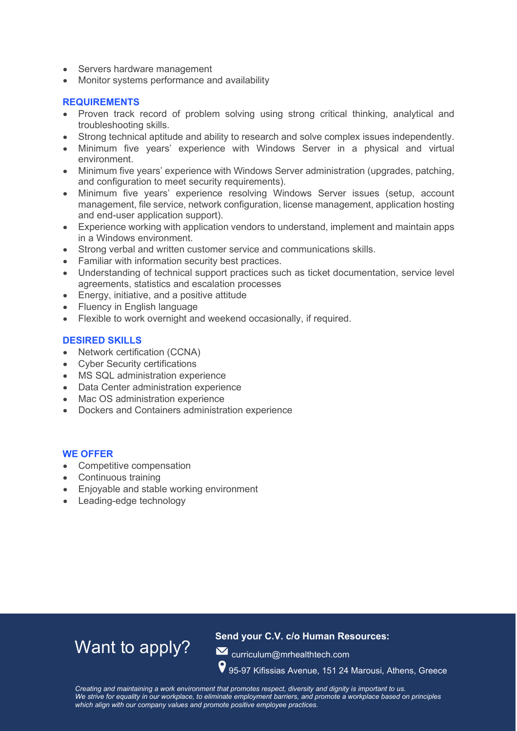- Servers hardware management
- Monitor systems performance and availability

## REQUIREMENTS

- Proven track record of problem solving using strong critical thinking, analytical and troubleshooting skills.
- Strong technical aptitude and ability to research and solve complex issues independently.
- Minimum five years' experience with Windows Server in a physical and virtual environment.
- Minimum five years' experience with Windows Server administration (upgrades, patching, and configuration to meet security requirements).
- Minimum five years' experience resolving Windows Server issues (setup, account management, file service, network configuration, license management, application hosting and end-user application support).
- Experience working with application vendors to understand, implement and maintain apps in a Windows environment.
- Strong verbal and written customer service and communications skills.
- Familiar with information security best practices.
- Understanding of technical support practices such as ticket documentation, service level agreements, statistics and escalation processes
- Energy, initiative, and a positive attitude
- Fluency in English language
- Flexible to work overnight and weekend occasionally, if required.

## DESIRED SKILLS

- Network certification (CCNA)
- Cyber Security certifications
- MS SQL administration experience
- Data Center administration experience
- Mac OS administration experience
- Dockers and Containers administration experience

## WE OFFER

- Competitive compensation
- Continuous training
- Enjoyable and stable working environment
- Leading-edge technology

## Want to apply?

**Send your C.V. c/o Human Resources:**

curriculum@mrhealthtech.com

95-97 Kifissias Avenue, 151 24 Marousi, Athens, Greece

*Creating and maintaining a work environment that promotes respect, diversity and dignity is important to us. We strive for equality in our workplace, to eliminate employment barriers, and promote a workplace based on principles which align with our company values and promote positive employee practices.*